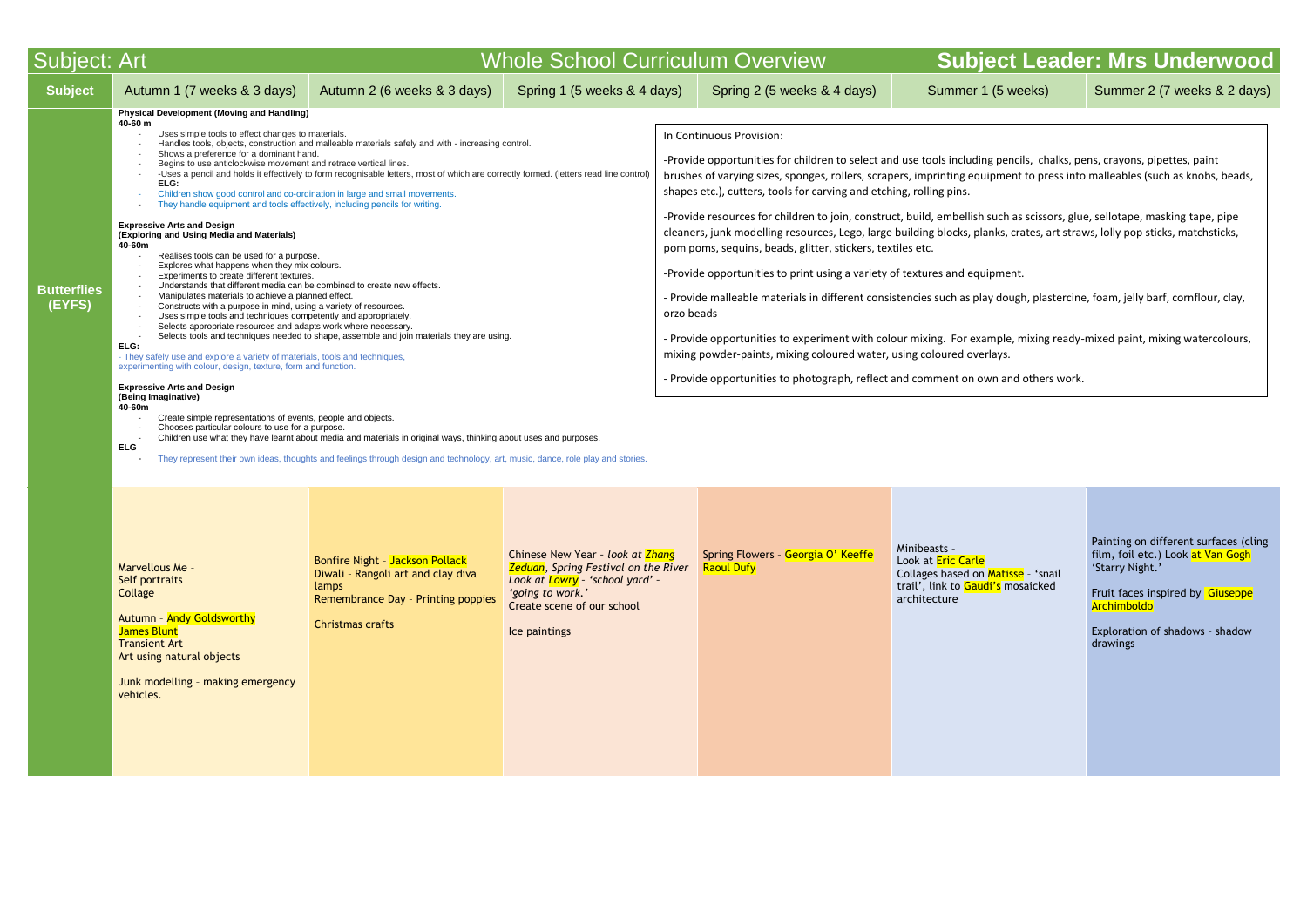# Subject: Art — Whole School Curriculum Overview — Subject Leader: Mrs Underwood

| Subject | Autumn 1 (7 weeks & 3 days) | Autumn 2 (6 weeks & 3 days) | Spring 1 (5 weeks & 4 days) | Spring 2 (5 weeks & 4 days) | Summer 1 (5 weeks) | Summer 2 (7 weeks & 2 days) |
|---|---|---|---|---|---|---|
| **Butterflies (EYFS)** | Marvellous Me – Self portraits Collage<br><br>Autumn – Andy Goldsworthy James Blunt Transient Art Art using natural objects<br><br>Junk modelling – making emergency vehicles. | Bonfire Night – Jackson Pollack<br>Diwali – Rangoli art and clay diva lamps<br>Remembrance Day – Printing poppies<br><br>Christmas crafts | Chinese New Year – *look at Zhang Zeduan, Spring Festival on the River Look at Lowry – 'school yard' – 'going to work.'*<br>Create scene of our school<br><br>Ice paintings | Spring Flowers – Georgia O' Keeffe Raoul Dufy | Minibeasts –<br>Look at Eric Carle<br>Collages based on Matisse – 'snail trail', link to Gaudi's mosaicked architecture | Painting on different surfaces (cling film, foil etc.) Look at Van Gogh 'Starry Night.'<br><br>Fruit faces inspired by Giuseppe Archimboldo<br><br>Exploration of shadows – shadow drawings |

**Physical Development (Moving and Handling)**
**40-60 m**
- Uses simple tools to effect changes to materials.
- Handles tools, objects, construction and malleable materials safely and with - increasing control.
- Shows a preference for a dominant hand.
- Begins to use anticlockwise movement and retrace vertical lines.
- -Uses a pencil and holds it effectively to form recognisable letters, most of which are correctly formed. (letters read line control)

**ELG:**
- Children show good control and co-ordination in large and small movements.
- They handle equipment and tools effectively, including pencils for writing.

**Expressive Arts and Design**
**(Exploring and Using Media and Materials)**
**40-60m**
- Realises tools can be used for a purpose.
- Explores what happens when they mix colours.
- Experiments to create different textures.
- Understands that different media can be combined to create new effects.
- Manipulates materials to achieve a planned effect.
- Constructs with a purpose in mind, using a variety of resources.
- Uses simple tools and techniques competently and appropriately.
- Selects appropriate resources and adapts work where necessary.
- Selects tools and techniques needed to shape, assemble and join materials they are using.

**ELG:**
- They safely use and explore a variety of materials, tools and techniques, experimenting with colour, design, texture, form and function.

**Expressive Arts and Design**
**(Being Imaginative)**
**40-60m**
- Create simple representations of events, people and objects.
- Chooses particular colours to use for a purpose.
- Children use what they have learnt about media and materials in original ways, thinking about uses and purposes.

**ELG**
- They represent their own ideas, thoughts and feelings through design and technology, art, music, dance, role play and stories.

In Continuous Provision:

-Provide opportunities for children to select and use tools including pencils, chalks, pens, crayons, pipettes, paint brushes of varying sizes, sponges, rollers, scrapers, imprinting equipment to press into malleables (such as knobs, beads, shapes etc.), cutters, tools for carving and etching, rolling pins.

-Provide resources for children to join, construct, build, embellish such as scissors, glue, sellotape, masking tape, pipe cleaners, junk modelling resources, Lego, large building blocks, planks, crates, art straws, lolly pop sticks, matchsticks, pom poms, sequins, beads, glitter, stickers, textiles etc.

-Provide opportunities to print using a variety of textures and equipment.

- Provide malleable materials in different consistencies such as play dough, plastercine, foam, jelly barf, cornflour, clay, orzo beads

- Provide opportunities to experiment with colour mixing. For example, mixing ready-mixed paint, mixing watercolours, mixing powder-paints, mixing coloured water, using coloured overlays.

- Provide opportunities to photograph, reflect and comment on own and others work.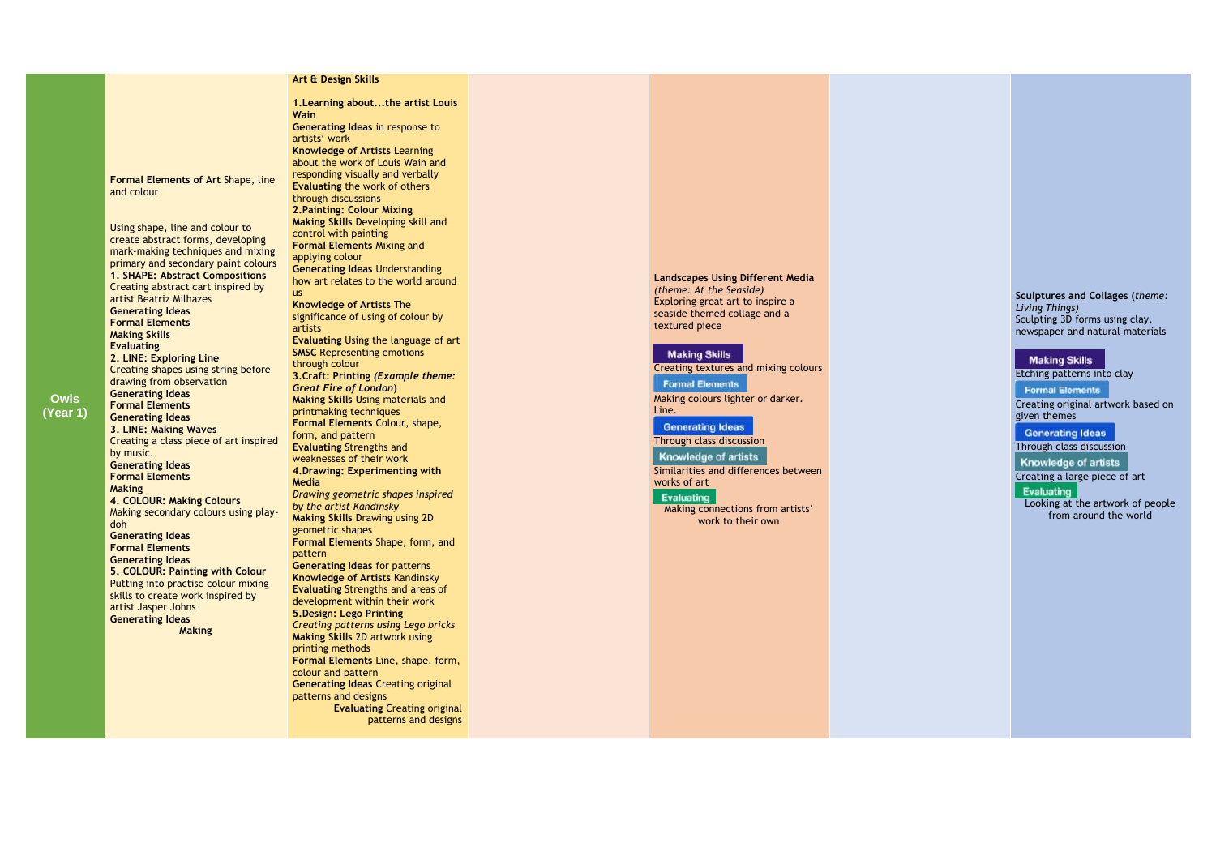| Owls (Year 1) | Formal Elements of Art Shape, line and colour<br><br>Using shape, line and colour to create abstract forms, developing mark-making techniques and mixing primary and secondary paint colours<br>**1. SHAPE: Abstract Compositions**<br>Creating abstract cart inspired by artist Beatriz Milhazes<br>**Generating Ideas**<br>**Formal Elements**<br>**Making Skills**<br>**Evaluating**<br>**2. LINE: Exploring Line**<br>Creating shapes using string before drawing from observation<br>**Generating Ideas**<br>**Formal Elements**<br>**Generating Ideas**<br>**3. LINE: Making Waves**<br>Creating a class piece of art inspired by music.<br>**Generating Ideas**<br>**Formal Elements**<br>**Making**<br>**4. COLOUR: Making Colours**<br>Making secondary colours using play-doh<br>**Generating Ideas**<br>**Formal Elements**<br>**Generating Ideas**<br>**5. COLOUR: Painting with Colour**<br>Putting into practise colour mixing skills to create work inspired by artist Jasper Johns<br>**Generating Ideas**<br>**Making** | **Art & Design Skills**<br><br>**1.Learning about...the artist Louis Wain**<br>**Generating Ideas** in response to artists' work<br>**Knowledge of Artists** Learning about the work of Louis Wain and responding visually and verbally<br>**Evaluating** the work of others through discussions<br>**2.Painting: Colour Mixing**<br>**Making Skills** Developing skill and control with painting<br>**Formal Elements** Mixing and applying colour<br>**Generating Ideas** Understanding how art relates to the world around us<br>**Knowledge of Artists** The significance of using of colour by artists<br>**Evaluating** Using the language of art<br>**SMSC** Representing emotions through colour<br>**3.Craft: Printing *(Example theme: Great Fire of London*)**<br>**Making Skills** Using materials and printmaking techniques<br>**Formal Elements** Colour, shape, form, and pattern<br>**Evaluating** Strengths and weaknesses of their work<br>**4.Drawing: Experimenting with Media**<br>*Drawing geometric shapes inspired by the artist Kandinsky*<br>**Making Skills** Drawing using 2D geometric shapes<br>**Formal Elements** Shape, form, and pattern<br>**Generating Ideas** for patterns<br>**Knowledge of Artists** Kandinsky<br>**Evaluating** Strengths and areas of development within their work<br>**5.Design: Lego Printing**<br>*Creating patterns using Lego bricks*<br>**Making Skills** 2D artwork using printing methods<br>**Formal Elements** Line, shape, form, colour and pattern<br>**Generating Ideas** Creating original patterns and designs<br>**Evaluating** Creating original patterns and designs | | **Landscapes Using Different Media** *(theme: At the Seaside)*<br>Exploring great art to inspire a seaside themed collage and a textured piece<br><br>**Making Skills**<br>Creating textures and mixing colours<br>**Formal Elements**<br>Making colours lighter or darker. Line.<br>**Generating Ideas**<br>Through class discussion<br>**Knowledge of artists**<br>Similarities and differences between works of art<br>**Evaluating**<br>Making connections from artists' work to their own | | **Sculptures and Collages** (*theme: Living Things)*<br>Sculpting 3D forms using clay, newspaper and natural materials<br><br>**Making Skills**<br>Etching patterns into clay<br>**Formal Elements**<br>Creating original artwork based on given themes<br>**Generating Ideas**<br>Through class discussion<br>**Knowledge of artists**<br>Creating a large piece of art<br>**Evaluating**<br>Looking at the artwork of people from around the world |
|---|---|---|---|---|---|---|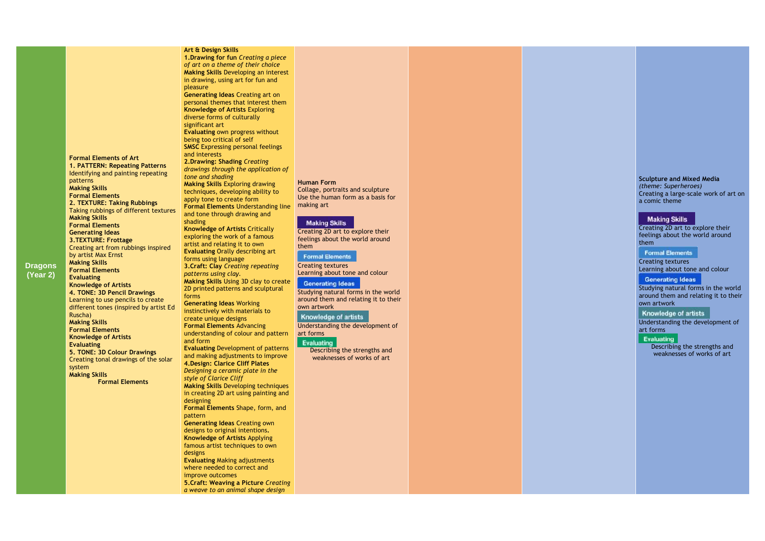| | | | | | | |
|---|---|---|---|---|---|---|
| **Dragons (Year 2)** | **Formal Elements of Art**<br>**1. PATTERN: Repeating Patterns**<br>Identifying and painting repeating patterns<br>**Making Skills**<br>**Formal Elements**<br>**2. TEXTURE: Taking Rubbings**<br>Taking rubbings of different textures<br>**Making Skills**<br>**Formal Elements**<br>**Generating Ideas**<br>**3.TEXTURE: Frottage**<br>Creating art from rubbings inspired by artist Max Ernst<br>**Making Skills**<br>**Formal Elements**<br>**Evaluating**<br>**Knowledge of Artists**<br>**4. TONE: 3D Pencil Drawings**<br>Learning to use pencils to create different tones (inspired by artist Ed Ruscha)<br>**Making Skills**<br>**Formal Elements**<br>**Knowledge of Artists**<br>**Evaluating**<br>**5. TONE: 3D Colour Drawings**<br>Creating tonal drawings of the solar system<br>**Making Skills**<br>**Formal Elements** | **Art & Design Skills**<br>**1.Drawing for fun** *Creating a piece of art on a theme of their choice*<br>**Making Skills** Developing an interest in drawing, using art for fun and pleasure<br>**Generating Ideas** Creating art on personal themes that interest them<br>**Knowledge of Artists** Exploring diverse forms of culturally significant art<br>**Evaluating** own progress without being too critical of self<br>**SMSC** Expressing personal feelings and interests<br>**2.Drawing: Shading** *Creating drawings through the application of tone and shading*<br>**Making Skills** Exploring drawing techniques, developing ability to apply tone to create form<br>**Formal Elements** Understanding line and tone through drawing and shading<br>**Knowledge of Artists** Critically exploring the work of a famous artist and relating it to own<br>**Evaluating** Orally describing art forms using language<br>**3.Craft: Clay** *Creating repeating patterns using clay.*<br>**Making Skills** Using 3D clay to create 2D printed patterns and sculptural forms<br>**Generating Ideas** Working instinctively with materials to create unique designs<br>**Formal Elements** Advancing understanding of colour and pattern and form<br>**Evaluating** Development of patterns and making adjustments to improve<br>**4.Design: Clarice Cliff Plates** *Designing a ceramic plate in the style of Clarice Cliff*<br>**Making Skills** Developing techniques in creating 2D art using painting and designing<br>**Formal Elements** Shape, form, and pattern<br>**Generating Ideas** Creating own designs to original intentions.<br>**Knowledge of Artists** Applying famous artist techniques to own designs<br>**Evaluating** Making adjustments where needed to correct and improve outcomes<br>**5.Craft: Weaving a Picture** *Creating a weave to an animal shape design* | **Human Form**<br>Collage, portraits and sculpture<br>Use the human form as a basis for making art<br>**Making Skills**<br>Creating 2D art to explore their feelings about the world around them<br>**Formal Elements**<br>Creating textures<br>Learning about tone and colour<br>**Generating Ideas**<br>Studying natural forms in the world around them and relating it to their own artwork<br>**Knowledge of artists**<br>Understanding the development of art forms<br>**Evaluating**<br>Describing the strengths and weaknesses of works of art | | | **Sculpture and Mixed Media**<br>*(theme: Superheroes)*<br>Creating a large-scale work of art on a comic theme<br>**Making Skills**<br>Creating 2D art to explore their feelings about the world around them<br>**Formal Elements**<br>Creating textures<br>Learning about tone and colour<br>**Generating Ideas**<br>Studying natural forms in the world around them and relating it to their own artwork<br>**Knowledge of artists**<br>Understanding the development of art forms<br>**Evaluating**<br>Describing the strengths and weaknesses of works of art |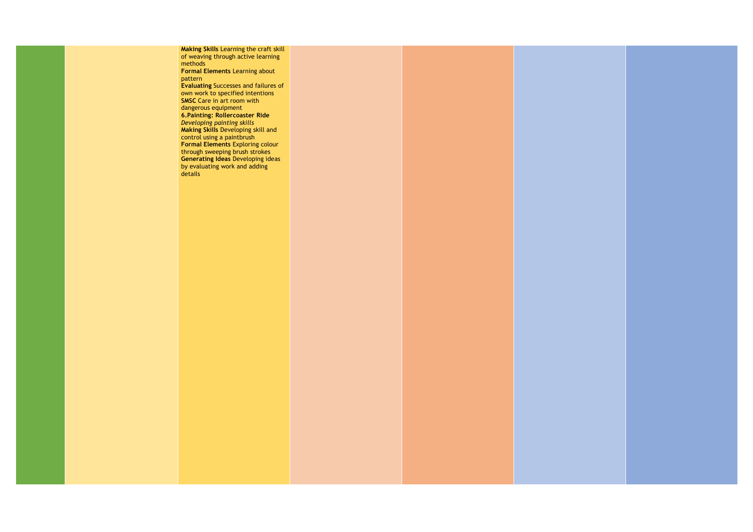|  |  |  |  |  |  |  |
|---|---|---|---|---|---|---|
|  |  | **Making Skills** Learning the craft skill of weaving through active learning methods<br>**Formal Elements** Learning about pattern<br>**Evaluating** Successes and failures of own work to specified intentions<br>**SMSC** Care in art room with dangerous equipment<br>**6.Painting: Rollercoaster Ride**<br>*Developing painting skills*<br>**Making Skills** Developing skill and control using a paintbrush<br>**Formal Elements** Exploring colour through sweeping brush strokes<br>**Generating Ideas** Developing ideas by evaluating work and adding details |  |  |  |  |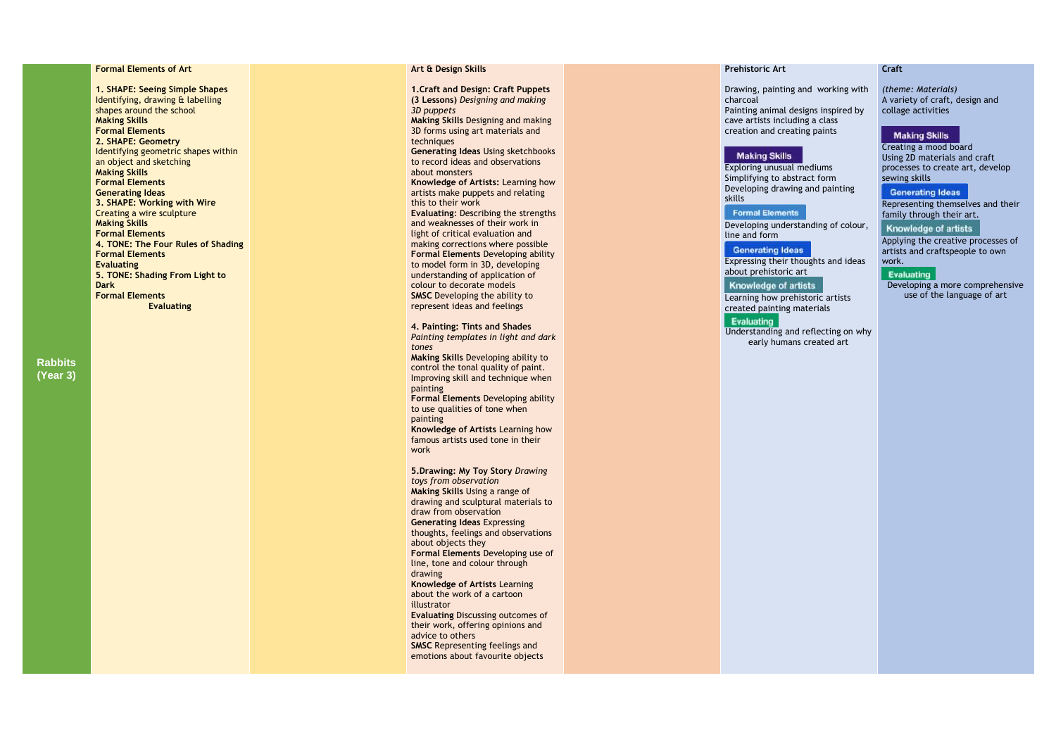| Rabbits (Year 3) | Formal Elements of Art | | Art & Design Skills | | Prehistoric Art | Craft |
|---|---|---|---|---|---|---|
| | **1. SHAPE: Seeing Simple Shapes** Identifying, drawing & labelling shapes around the school **Making Skills** **Formal Elements** **2. SHAPE: Geometry** Identifying geometric shapes within an object and sketching **Making Skills** **Formal Elements** **Generating Ideas** **3. SHAPE: Working with Wire** Creating a wire sculpture **Making Skills** **Formal Elements** **4. TONE: The Four Rules of Shading** **Formal Elements** **Evaluating** **5. TONE: Shading From Light to Dark** **Formal Elements** **Evaluating** | | **1.Craft and Design: Craft Puppets (3 Lessons)** *Designing and making 3D puppets* **Making Skills** Designing and making 3D forms using art materials and techniques **Generating Ideas** Using sketchbooks to record ideas and observations about monsters **Knowledge of Artists:** Learning how artists make puppets and relating this to their work **Evaluating**: Describing the strengths and weaknesses of their work in light of critical evaluation and making corrections where possible **Formal Elements** Developing ability to model form in 3D, developing understanding of application of colour to decorate models **SMSC** Developing the ability to represent ideas and feelings<br><br>**4. Painting: Tints and Shades** *Painting templates in light and dark tones* **Making Skills** Developing ability to control the tonal quality of paint. Improving skill and technique when painting **Formal Elements** Developing ability to use qualities of tone when painting **Knowledge of Artists** Learning how famous artists used tone in their work<br><br>**5.Drawing: My Toy Story** *Drawing toys from observation* **Making Skills** Using a range of drawing and sculptural materials to draw from observation **Generating Ideas** Expressing thoughts, feelings and observations about objects they **Formal Elements** Developing use of line, tone and colour through drawing **Knowledge of Artists** Learning about the work of a cartoon illustrator **Evaluating** Discussing outcomes of their work, offering opinions and advice to others **SMSC** Representing feelings and emotions about favourite objects | | Drawing, painting and working with charcoal Painting animal designs inspired by cave artists including a class creation and creating paints<br><br>**Making Skills** Exploring unusual mediums Simplifying to abstract form Developing drawing and painting skills **Formal Elements** Developing understanding of colour, line and form **Generating Ideas** Expressing their thoughts and ideas about prehistoric art **Knowledge of artists** Learning how prehistoric artists created painting materials **Evaluating** Understanding and reflecting on why early humans created art | *(theme: Materials)* A variety of craft, design and collage activities<br><br>**Making Skills** Creating a mood board Using 2D materials and craft processes to create art, develop sewing skills **Generating Ideas** Representing themselves and their family through their art. **Knowledge of artists** Applying the creative processes of artists and craftspeople to own work. **Evaluating** Developing a more comprehensive use of the language of art |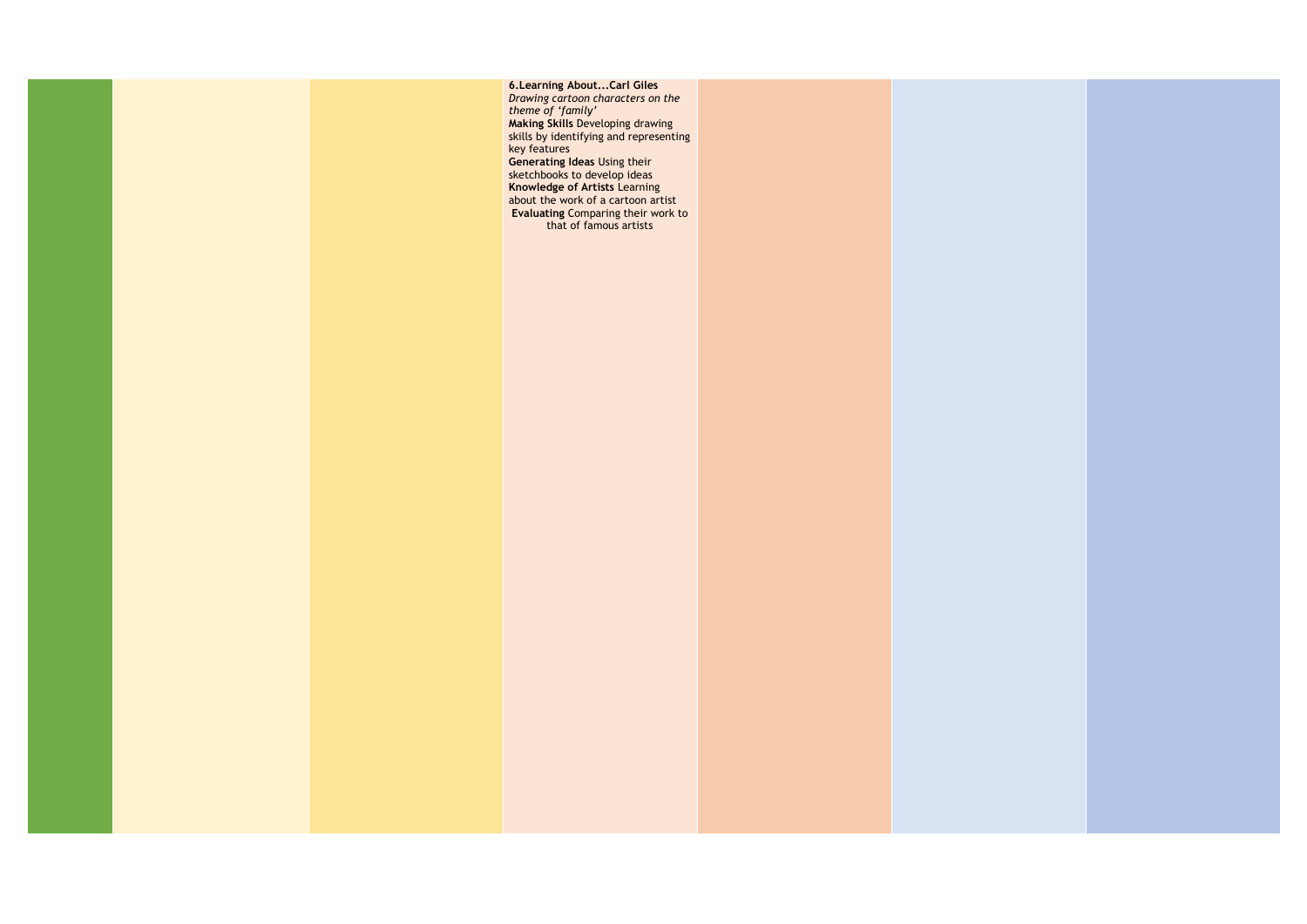**6.Learning About...Carl Giles**

*Drawing cartoon characters on the theme of 'family'*

**Making Skills** Developing drawing skills by identifying and representing key features

**Generating Ideas** Using their sketchbooks to develop ideas

**Knowledge of Artists** Learning about the work of a cartoon artist

**Evaluating** Comparing their work to that of famous artists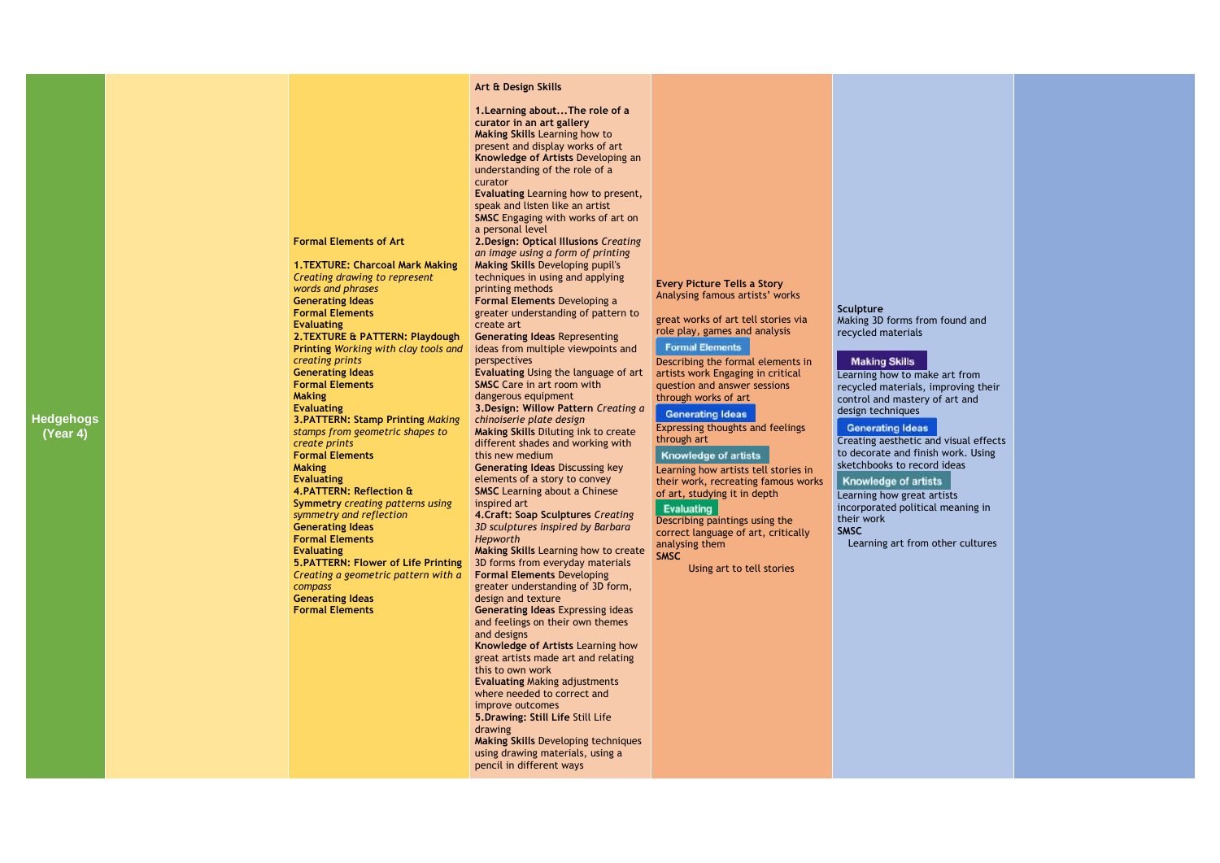| Hedgehogs (Year 4) | | Formal Elements of Art<br><br>**1.TEXTURE: Charcoal Mark Making** *Creating drawing to represent words and phrases*<br>**Generating Ideas**<br>**Formal Elements**<br>**Evaluating**<br>**2.TEXTURE & PATTERN: Playdough Printing** *Working with clay tools and creating prints*<br>**Generating Ideas**<br>**Formal Elements**<br>**Making**<br>**Evaluating**<br>**3.PATTERN: Stamp Printing** *Making stamps from geometric shapes to create prints*<br>**Formal Elements**<br>**Making**<br>**Evaluating**<br>**4.PATTERN: Reflection & Symmetry** *creating patterns using symmetry and reflection*<br>**Generating Ideas**<br>**Formal Elements**<br>**Evaluating**<br>**5.PATTERN: Flower of Life Printing** *Creating a geometric pattern with a compass*<br>**Generating Ideas**<br>**Formal Elements** | Art & Design Skills<br><br>**1.Learning about...The role of a curator in an art gallery**<br>**Making Skills** Learning how to present and display works of art<br>**Knowledge of Artists** Developing an understanding of the role of a curator<br>**Evaluating** Learning how to present, speak and listen like an artist<br>**SMSC** Engaging with works of art on a personal level<br>**2.Design: Optical Illusions** *Creating an image using a form of printing*<br>**Making Skills** Developing pupil's techniques in using and applying printing methods<br>**Formal Elements** Developing a greater understanding of pattern to create art<br>**Generating Ideas** Representing ideas from multiple viewpoints and perspectives<br>**Evaluating** Using the language of art<br>**SMSC** Care in art room with dangerous equipment<br>**3.Design: Willow Pattern** *Creating a chinoiserie plate design*<br>**Making Skills** Diluting ink to create different shades and working with this new medium<br>**Generating Ideas** Discussing key elements of a story to convey<br>**SMSC** Learning about a Chinese inspired art<br>**4.Craft: Soap Sculptures** *Creating 3D sculptures inspired by Barbara Hepworth*<br>**Making Skills** Learning how to create 3D forms from everyday materials<br>**Formal Elements** Developing greater understanding of 3D form, design and texture<br>**Generating Ideas** Expressing ideas and feelings on their own themes and designs<br>**Knowledge of Artists** Learning how great artists made art and relating this to own work<br>**Evaluating** Making adjustments where needed to correct and improve outcomes<br>**5.Drawing: Still Life** Still Life drawing<br>**Making Skills** Developing techniques using drawing materials, using a pencil in different ways | **Every Picture Tells a Story**<br>Analysing famous artists' works<br><br>great works of art tell stories via role play, games and analysis<br>Formal Elements<br>Describing the formal elements in artists work Engaging in critical question and answer sessions through works of art<br>Generating Ideas<br>Expressing thoughts and feelings through art<br>Knowledge of artists<br>Learning how artists tell stories in their work, recreating famous works of art, studying it in depth<br>Evaluating<br>Describing paintings using the correct language of art, critically analysing them<br>**SMSC**<br>Using art to tell stories | **Sculpture**<br>Making 3D forms from found and recycled materials<br><br>Making Skills<br>Learning how to make art from recycled materials, improving their control and mastery of art and design techniques<br>Generating Ideas<br>Creating aesthetic and visual effects to decorate and finish work. Using sketchbooks to record ideas<br>Knowledge of artists<br>Learning how great artists incorporated political meaning in their work<br>**SMSC**<br>Learning art from other cultures | |
|---|---|---|---|---|---|---|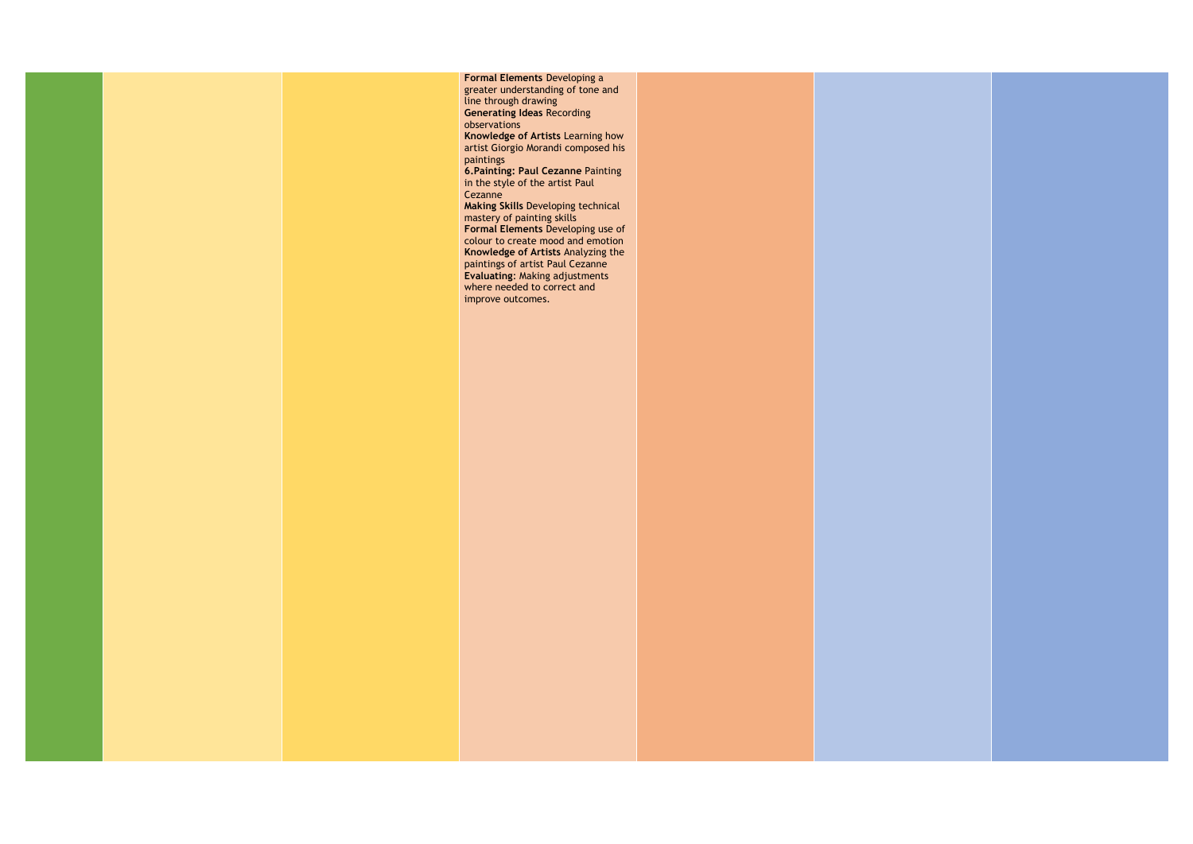| | | | | | | |
|---|---|---|---|---|---|---|
| | | | **Formal Elements** Developing a greater understanding of tone and line through drawing<br>**Generating Ideas** Recording observations<br>**Knowledge of Artists** Learning how artist Giorgio Morandi composed his paintings<br>**6.Painting: Paul Cezanne** Painting in the style of the artist Paul Cezanne<br>**Making Skills** Developing technical mastery of painting skills<br>**Formal Elements** Developing use of colour to create mood and emotion<br>**Knowledge of Artists** Analyzing the paintings of artist Paul Cezanne<br>**Evaluating**: Making adjustments where needed to correct and improve outcomes. | | | |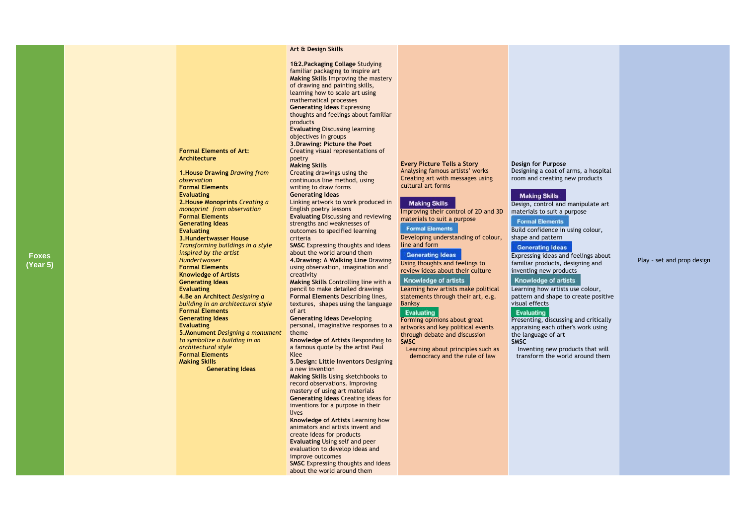| Foxes (Year 5) | | **Formal Elements of Art: Architecture**<br><br>**1.House Drawing** *Drawing from observation*<br>**Formal Elements**<br>**Evaluating**<br>**2.House Monoprints** *Creating a monoprint from observation*<br>**Formal Elements**<br>**Generating Ideas**<br>**Evaluating**<br>**3.Hundertwasser House** *Transforming buildings in a style inspired by the artist Hundertwasser*<br>**Formal Elements**<br>**Knowledge of Artists**<br>**Generating Ideas**<br>**Evaluating**<br>**4.Be an Architect** *Designing a building in an architectural style*<br>**Formal Elements**<br>**Generating Ideas**<br>**Evaluating**<br>**5.Monument** *Designing a monument to symbolize a building in an architectural style*<br>**Formal Elements**<br>**Making Skills**<br>**Generating Ideas** | **Art & Design Skills**<br><br>**1&2.Packaging Collage** Studying familiar packaging to inspire art<br>**Making Skills** Improving the mastery of drawing and painting skills, learning how to scale art using mathematical processes<br>**Generating Ideas** Expressing thoughts and feelings about familiar products<br>**Evaluating** Discussing learning objectives in groups<br>**3.Drawing: Picture the Poet** Creating visual representations of poetry<br>**Making Skills** Creating drawings using the continuous line method, using writing to draw forms<br>**Generating Ideas** Linking artwork to work produced in English poetry lessons<br>**Evaluating** Discussing and reviewing strengths and weaknesses of outcomes to specified learning criteria<br>**SMSC** Expressing thoughts and ideas about the world around them<br>**4.Drawing: A Walking Line** Drawing using observation, imagination and creativity<br>**Making Skills** Controlling line with a pencil to make detailed drawings<br>**Formal Elements** Describing lines, textures, shapes using the language of art<br>**Generating Ideas** Developing personal, imaginative responses to a theme<br>**Knowledge of Artists** Responding to a famous quote by the artist Paul Klee<br>**5.Design: Little Inventors** Designing a new invention<br>**Making Skills** Using sketchbooks to record observations. Improving mastery of using art materials<br>**Generating Ideas** Creating ideas for inventions for a purpose in their lives<br>**Knowledge of Artists** Learning how animators and artists invent and create ideas for products<br>**Evaluating** Using self and peer evaluation to develop ideas and improve outcomes<br>**SMSC** Expressing thoughts and ideas about the world around them | **Every Picture Tells a Story**<br>Analysing famous artists' works Creating art with messages using cultural art forms<br><br>**Making Skills**<br>Improving their control of 2D and 3D materials to suit a purpose<br>**Formal Elements**<br>Developing understanding of colour, line and form<br>**Generating Ideas**<br>Using thoughts and feelings to review ideas about their culture<br>**Knowledge of artists**<br>Learning how artists make political statements through their art, e.g. Banksy<br>**Evaluating**<br>Forming opinions about great artworks and key political events through debate and discussion<br>**SMSC**<br>Learning about principles such as democracy and the rule of law | **Design for Purpose**<br>Designing a coat of arms, a hospital room and creating new products<br><br>**Making Skills**<br>Design, control and manipulate art materials to suit a purpose<br>**Formal Elements**<br>Build confidence in using colour, shape and pattern<br>**Generating Ideas**<br>Expressing ideas and feelings about familiar products, designing and inventing new products<br>**Knowledge of artists**<br>Learning how artists use colour, pattern and shape to create positive visual effects<br>**Evaluating**<br>Presenting, discussing and critically appraising each other's work using the language of art<br>**SMSC**<br>Inventing new products that will transform the world around them | Play - set and prop design |
|---|---|---|---|---|---|---|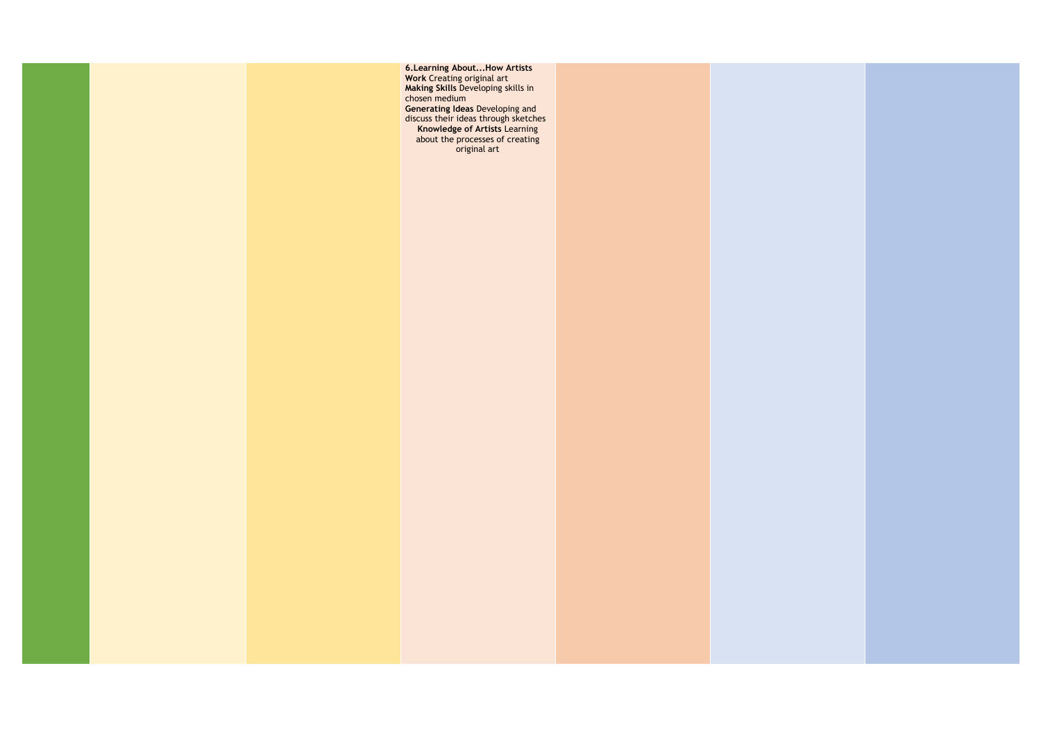| | | | | | | |
|---|---|---|---|---|---|---|
| | | | **6.Learning About…How Artists Work** Creating original art<br>**Making Skills** Developing skills in chosen medium<br>**Generating Ideas** Developing and discuss their ideas through sketches<br>**Knowledge of Artists** Learning about the processes of creating original art | | | |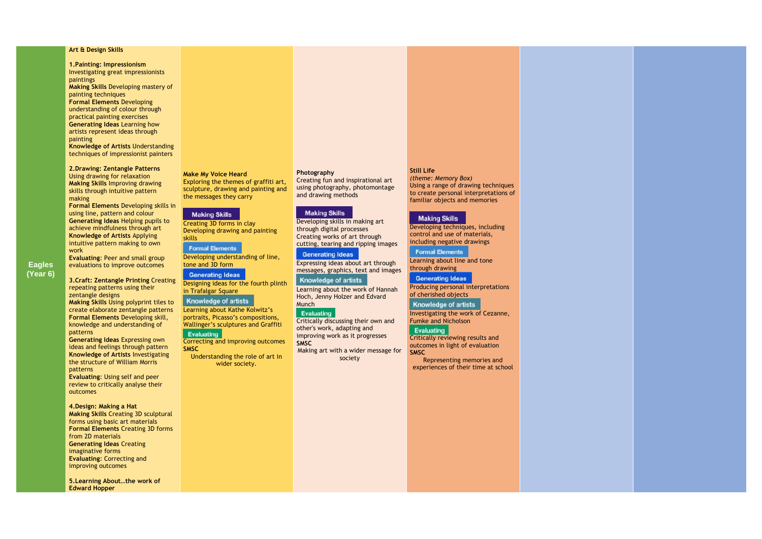| Eagles (Year 6) | Art & Design Skills | | | | | |
|---|---|---|---|---|---|---|
| | **1.Painting: Impressionism** Investigating great impressionists paintings<br>**Making Skills** Developing mastery of painting techniques<br>**Formal Elements** Developing understanding of colour through practical painting exercises<br>**Generating Ideas** Learning how artists represent ideas through painting<br>**Knowledge of Artists** Understanding techniques of impressionist painters<br><br>**2.Drawing: Zentangle Patterns** Using drawing for relaxation<br>**Making Skills** Improving drawing skills through intuitive pattern making<br>**Formal Elements** Developing skills in using line, pattern and colour<br>**Generating Ideas** Helping pupils to achieve mindfulness through art<br>**Knowledge of Artists** Applying intuitive pattern making to own work<br>**Evaluating**: Peer and small group evaluations to improve outcomes<br><br>**3.Craft: Zentangle Printing** Creating repeating patterns using their zentangle designs<br>**Making Skills** Using polyprint tiles to create elaborate zentangle patterns<br>**Formal Elements** Developing skill, knowledge and understanding of patterns<br>**Generating Ideas** Expressing own ideas and feelings through pattern<br>**Knowledge of Artists** Investigating the structure of William Morris patterns<br>**Evaluating**: Using self and peer review to critically analyse their outcomes<br><br>**4.Design: Making a Hat**<br>**Making Skills** Creating 3D sculptural forms using basic art materials<br>**Formal Elements** Creating 3D forms from 2D materials<br>**Generating Ideas** Creating imaginative forms<br>**Evaluating**: Correcting and improving outcomes<br><br>**5.Learning About…the work of Edward Hopper** | **Make My Voice Heard**<br>Exploring the themes of graffiti art, sculpture, drawing and painting and the messages they carry<br><br>**Making Skills**<br>Creating 3D forms in clay<br>Developing drawing and painting skills<br>**Formal Elements**<br>Developing understanding of line, tone and 3D form<br>**Generating Ideas**<br>Designing ideas for the fourth plinth in Trafalgar Square<br>**Knowledge of artists**<br>Learning about Kathe Kolwitz's portraits, Picasso's compositions, Wallinger's sculptures and Graffiti<br>**Evaluating**<br>Correcting and improving outcomes<br>**SMSC**<br>Understanding the role of art in wider society. | **Photography**<br>Creating fun and inspirational art using photography, photomontage and drawing methods<br><br>**Making Skills**<br>Developing skills in making art through digital processes<br>Creating works of art through cutting, tearing and ripping images<br>**Generating Ideas**<br>Expressing ideas about art through messages, graphics, text and images<br>**Knowledge of artists**<br>Learning about the work of Hannah Hoch, Jenny Holzer and Edvard Munch<br>**Evaluating**<br>Critically discussing their own and other's work, adapting and improving work as it progresses<br>**SMSC**<br>Making art with a wider message for society | **Still Life**<br>*(theme: Memory Box)*<br>Using a range of drawing techniques to create personal interpretations of familiar objects and memories<br><br>**Making Skills**<br>Developing techniques, including control and use of materials, including negative drawings<br>**Formal Elements**<br>Learning about line and tone through drawing<br>**Generating Ideas**<br>Producing personal interpretations of cherished objects<br>**Knowledge of artists**<br>Investigating the work of Cezanne, Fumke and Nicholson<br>**Evaluating**<br>Critically reviewing results and outcomes in light of evaluation<br>**SMSC**<br>Representing memories and experiences of their time at school | | |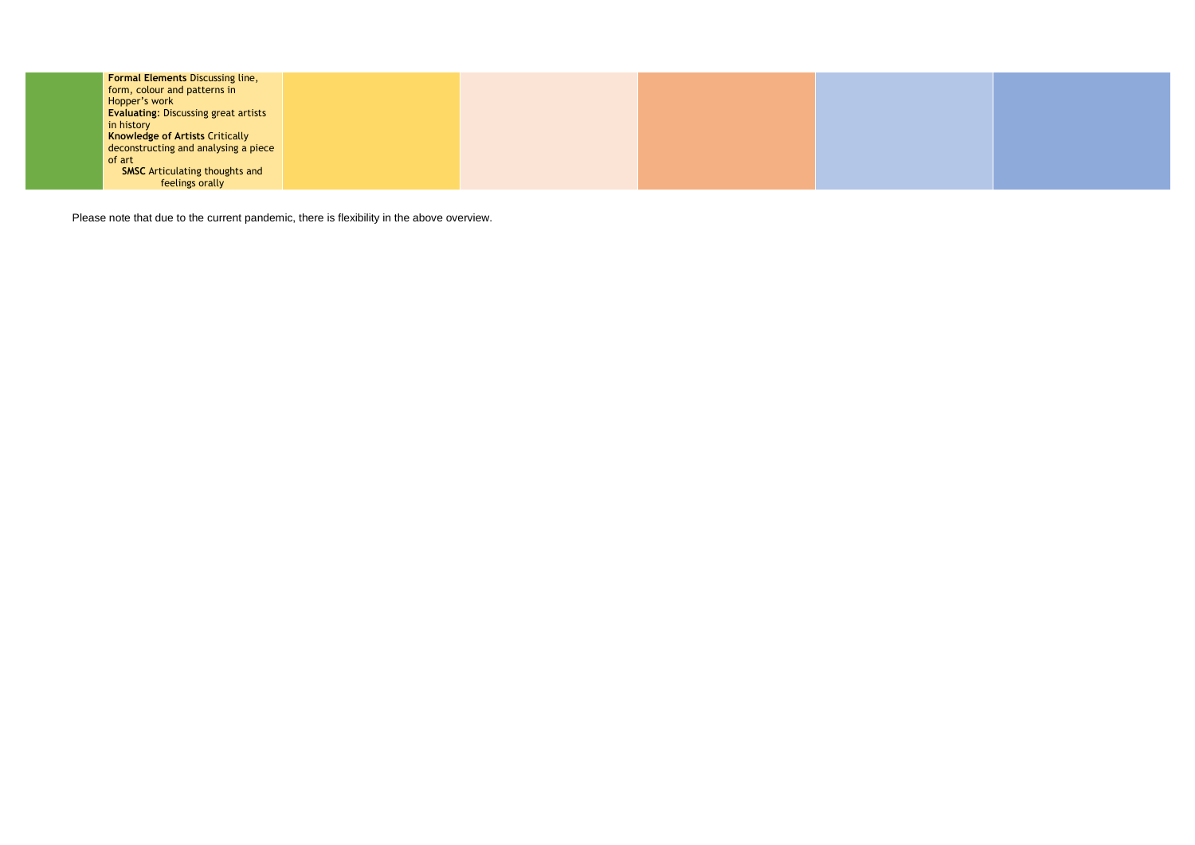| | | | | | | |
|---|---|---|---|---|---|---|
| | **Formal Elements** Discussing line, form, colour and patterns in Hopper's work<br>**Evaluating:** Discussing great artists in history<br>**Knowledge of Artists** Critically deconstructing and analysing a piece of art<br>**SMSC** Articulating thoughts and feelings orally | | | | | |

Please note that due to the current pandemic, there is flexibility in the above overview.